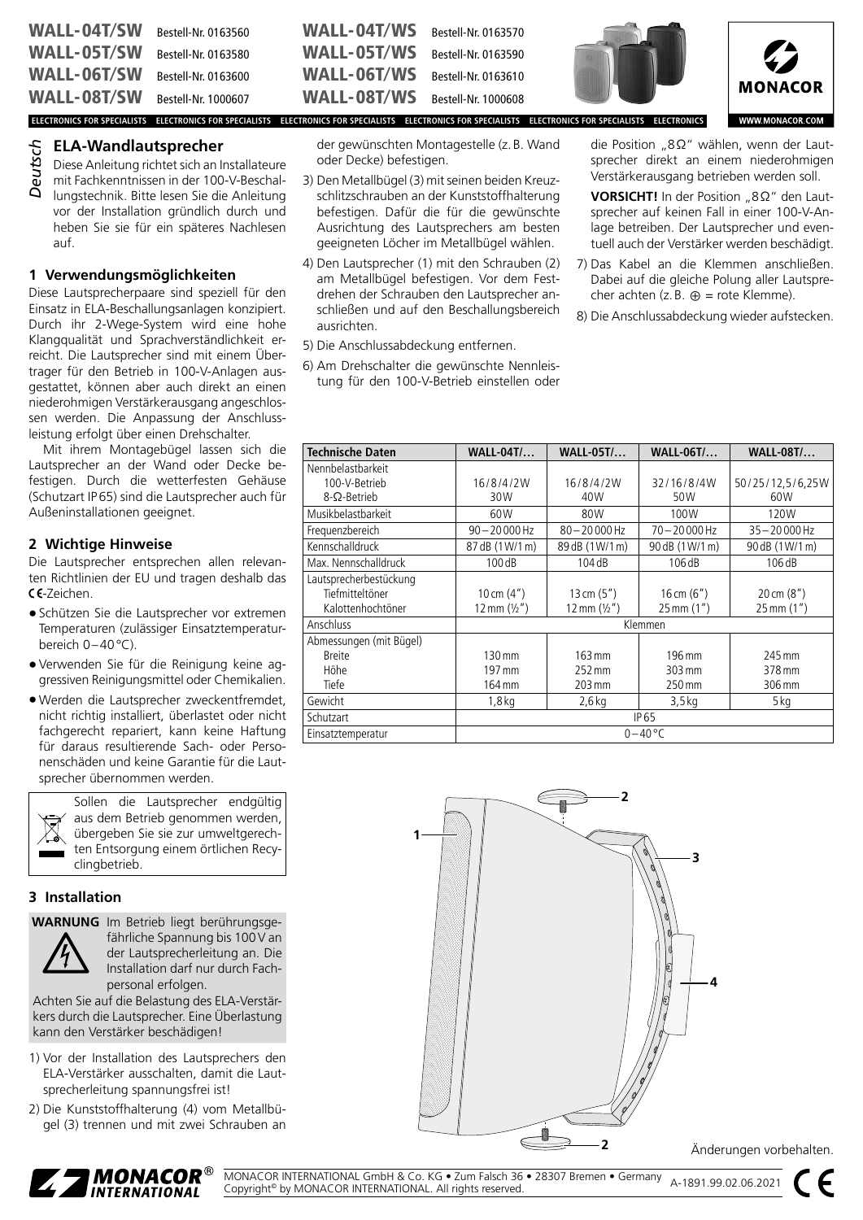| | | | |
|---|---|---|---|
| **WALL-04T/SW** | Bestell-Nr. 0163560 | **WALL-04T/WS** | Bestell-Nr. 0163570 |
| **WALL-05T/SW** | Bestell-Nr. 0163580 | **WALL-05T/WS** | Bestell-Nr. 0163590 |
| **WALL-06T/SW** | Bestell-Nr. 0163600 | **WALL-06T/WS** | Bestell-Nr. 0163610 |
| **WALL-08T/SW** | Bestell-Nr. 1000607 | **WALL-08T/WS** | Bestell-Nr. 1000608 |

*Deutsch*

# ELA-Wandlautsprecher

Diese Anleitung richtet sich an Installateure mit Fachkenntnissen in der 100-V-Beschallungstechnik. Bitte lesen Sie die Anleitung vor der Installation gründlich durch und heben Sie sie für ein späteres Nachlesen auf.

## 1 Verwendungsmöglichkeiten

Diese Lautsprecherpaare sind speziell für den Einsatz in ELA-Beschallungsanlagen konzipiert. Durch ihr 2-Wege-System wird eine hohe Klangqualität und Sprachverständlichkeit erreicht. Die Lautsprecher sind mit einem Übertrager für den Betrieb in 100-V-Anlagen ausgestattet, können aber auch direkt an einen niederohmigen Verstärkerausgang angeschlossen werden. Die Anpassung der Anschlussleistung erfolgt über einen Drehschalter.

Mit ihrem Montagebügel lassen sich die Lautsprecher an der Wand oder Decke befestigen. Durch die wetterfesten Gehäuse (Schutzart IP65) sind die Lautsprecher auch für Außeninstallationen geeignet.

## 2 Wichtige Hinweise

Die Lautsprecher entsprechen allen relevanten Richtlinien der EU und tragen deshalb das CE-Zeichen.

- Schützen Sie die Lautsprecher vor extremen Temperaturen (zulässiger Einsatztemperaturbereich 0–40°C).
- Verwenden Sie für die Reinigung keine aggressiven Reinigungsmittel oder Chemikalien.
- Werden die Lautsprecher zweckentfremdet, nicht richtig installiert, überlastet oder nicht fachgerecht repariert, kann keine Haftung für daraus resultierende Sach- oder Personenschäden und keine Garantie für die Lautsprecher übernommen werden.

Sollen die Lautsprecher endgültig aus dem Betrieb genommen werden, übergeben Sie sie zur umweltgerechten Entsorgung einem örtlichen Recyclingbetrieb.

## 3 Installation

**WARNUNG** Im Betrieb liegt berührungsgefährliche Spannung bis 100V an der Lautsprecherleitung an. Die Installation darf nur durch Fachpersonal erfolgen.

Achten Sie auf die Belastung des ELA-Verstärkers durch die Lautsprecher. Eine Überlastung kann den Verstärker beschädigen!

1) Vor der Installation des Lautsprechers den ELA-Verstärker ausschalten, damit die Lautsprecherleitung spannungsfrei ist!
2) Die Kunststoffhalterung (4) vom Metallbügel (3) trennen und mit zwei Schrauben an der gewünschten Montagestelle (z.B. Wand oder Decke) befestigen.
3) Den Metallbügel (3) mit seinen beiden Kreuzschlitzschrauben an der Kunststoffhalterung befestigen. Dafür die für die gewünschte Ausrichtung des Lautsprechers am besten geeigneten Löcher im Metallbügel wählen.
4) Den Lautsprecher (1) mit den Schrauben (2) am Metallbügel befestigen. Vor dem Festdrehen der Schrauben den Lautsprecher anschließen und auf den Beschallungsbereich ausrichten.
5) Die Anschlussabdeckung entfernen.
6) Am Drehschalter die gewünschte Nennleistung für den 100-V-Betrieb einstellen oder die Position „8Ω" wählen, wenn der Lautsprecher direkt an einem niederohmigen Verstärkerausgang betrieben werden soll.

   **VORSICHT!** In der Position „8Ω" den Lautsprecher auf keinen Fall in einer 100-V-Anlage betreiben. Der Lautsprecher und eventuell auch der Verstärker werden beschädigt.
7) Das Kabel an die Klemmen anschließen. Dabei auf die gleiche Polung aller Lautsprecher achten (z.B. ⊕ = rote Klemme).
8) Die Anschlussabdeckung wieder aufstecken.

| Technische Daten | WALL-04T/… | WALL-05T/… | WALL-06T/… | WALL-08T/… |
|---|---|---|---|---|
| Nennbelastbarkeit<br>100-V-Betrieb<br>8-Ω-Betrieb | <br>16/8/4/2W<br>30W | <br>16/8/4/2W<br>40W | <br>32/16/8/4W<br>50W | <br>50/25/12,5/6,25W<br>60W |
| Musikbelastbarkeit | 60W | 80W | 100W | 120W |
| Frequenzbereich | 90–20000Hz | 80–20000Hz | 70–20000Hz | 35–20000Hz |
| Kennschalldruck | 87dB (1W/1m) | 89dB (1W/1m) | 90dB (1W/1m) | 90dB (1W/1m) |
| Max. Nennschalldruck | 100dB | 104dB | 106dB | 106dB |
| Lautsprecherbestückung<br>Tiefmitteltöner<br>Kalottenhochtöner | <br>10cm (4")<br>12mm (½") | <br>13cm (5")<br>12mm (½") | <br>16cm (6")<br>25mm (1") | <br>20cm (8")<br>25mm (1") |
| Anschluss | Klemmen | | | |
| Abmessungen (mit Bügel)<br>Breite<br>Höhe<br>Tiefe | <br>130mm<br>197mm<br>164mm | <br>163mm<br>252mm<br>203mm | <br>196mm<br>303mm<br>250mm | <br>245mm<br>378mm<br>306mm |
| Gewicht | 1,8kg | 2,6kg | 3,5kg | 5kg |
| Schutzart | IP65 | | | |
| Einsatztemperatur | 0–40°C | | | |

Änderungen vorbehalten.

MONACOR INTERNATIONAL GmbH & Co. KG • Zum Falsch 36 • 28307 Bremen • Germany
Copyright© by MONACOR INTERNATIONAL. All rights reserved. A-1891.99.02.06.2021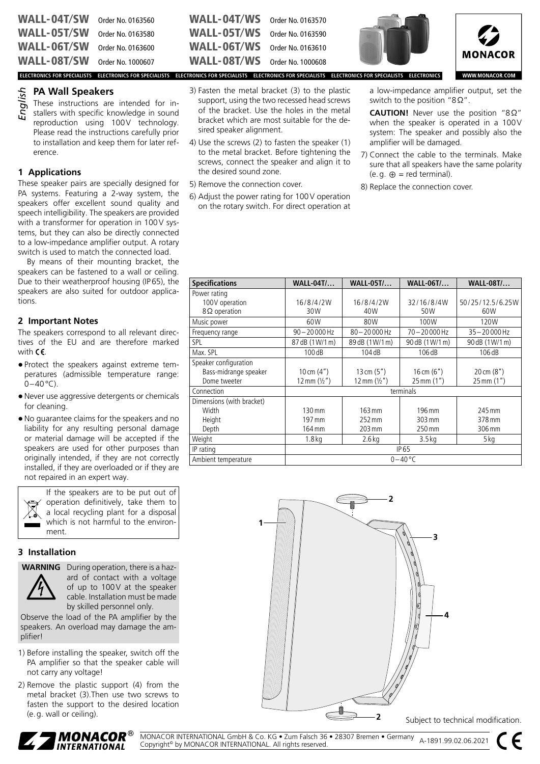**WALL-04T/SW** Order No. 0163560
**WALL-05T/SW** Order No. 0163580
**WALL-06T/SW** Order No. 0163600
**WALL-08T/SW** Order No. 1000607

**WALL-04T/WS** Order No. 0163570
**WALL-05T/WS** Order No. 0163590
**WALL-06T/WS** Order No. 0163610
**WALL-08T/WS** Order No. 1000608

MONACOR

*English*

# PA Wall Speakers

These instructions are intended for installers with specific knowledge in sound reproduction using 100V technology. Please read the instructions carefully prior to installation and keep them for later reference.

## 1 Applications

These speaker pairs are specially designed for PA systems. Featuring a 2-way system, the speakers offer excellent sound quality and speech intelligibility. The speakers are provided with a transformer for operation in 100V systems, but they can also be directly connected to a low-impedance amplifier output. A rotary switch is used to match the connected load.

By means of their mounting bracket, the speakers can be fastened to a wall or ceiling. Due to their weatherproof housing (IP65), the speakers are also suited for outdoor applications.

## 2 Important Notes

The speakers correspond to all relevant directives of the EU and are therefore marked with CE.

- Protect the speakers against extreme temperatures (admissible temperature range: 0–40°C).
- Never use aggressive detergents or chemicals for cleaning.
- No guarantee claims for the speakers and no liability for any resulting personal damage or material damage will be accepted if the speakers are used for other purposes than originally intended, if they are not correctly installed, if they are overloaded or if they are not repaired in an expert way.

If the speakers are to be put out of operation definitively, take them to a local recycling plant for a disposal which is not harmful to the environment.

## 3 Installation

**WARNING** During operation, there is a hazard of contact with a voltage of up to 100V at the speaker cable. Installation must be made by skilled personnel only.

Observe the load of the PA amplifier by the speakers. An overload may damage the amplifier!

1) Before installing the speaker, switch off the PA amplifier so that the speaker cable will not carry any voltage!
2) Remove the plastic support (4) from the metal bracket (3). Then use two screws to fasten the support to the desired location (e.g. wall or ceiling).
3) Fasten the metal bracket (3) to the plastic support, using the two recessed head screws of the bracket. Use the holes in the metal bracket which are most suitable for the desired speaker alignment.
4) Use the screws (2) to fasten the speaker (1) to the metal bracket. Before tightening the screws, connect the speaker and align it to the desired sound zone.
5) Remove the connection cover.
6) Adjust the power rating for 100V operation on the rotary switch. For direct operation at a low-impedance amplifier output, set the switch to the position "8Ω".

   **CAUTION!** Never use the position "8Ω" when the speaker is operated in a 100V system: The speaker and possibly also the amplifier will be damaged.
7) Connect the cable to the terminals. Make sure that all speakers have the same polarity (e.g. ⊕ = red terminal).
8) Replace the connection cover.

| Specifications | WALL-04T/… | WALL-05T/… | WALL-06T/… | WALL-08T/… |
|---|---|---|---|---|
| Power rating<br>100V operation<br>8Ω operation | <br>16/8/4/2W<br>30W | <br>16/8/4/2W<br>40W | <br>32/16/8/4W<br>50W | <br>50/25/12.5/6.25W<br>60W |
| Music power | 60W | 80W | 100W | 120W |
| Frequency range | 90–20000Hz | 80–20000Hz | 70–20000Hz | 35–20000Hz |
| SPL | 87dB (1W/1m) | 89dB (1W/1m) | 90dB (1W/1m) | 90dB (1W/1m) |
| Max. SPL | 100dB | 104dB | 106dB | 106dB |
| Speaker configuration<br>Bass-midrange speaker<br>Dome tweeter | <br>10cm (4")<br>12mm (½") | <br>13cm (5")<br>12mm (½") | <br>16cm (6")<br>25mm (1") | <br>20cm (8")<br>25mm (1") |
| Connection | terminals | | | |
| Dimensions (with bracket)<br>Width<br>Height<br>Depth | <br>130mm<br>197mm<br>164mm | <br>163mm<br>252mm<br>203mm | <br>196mm<br>303mm<br>250mm | <br>245mm<br>378mm<br>306mm |
| Weight | 1.8kg | 2.6kg | 3.5kg | 5kg |
| IP rating | IP65 | | | |
| Ambient temperature | 0–40°C | | | |

1 2 3 4 2

Subject to technical modification.

MONACOR INTERNATIONAL GmbH & Co. KG • Zum Falsch 36 • 28307 Bremen • Germany
Copyright© by MONACOR INTERNATIONAL. All rights reserved.
A-1891.99.02.06.2021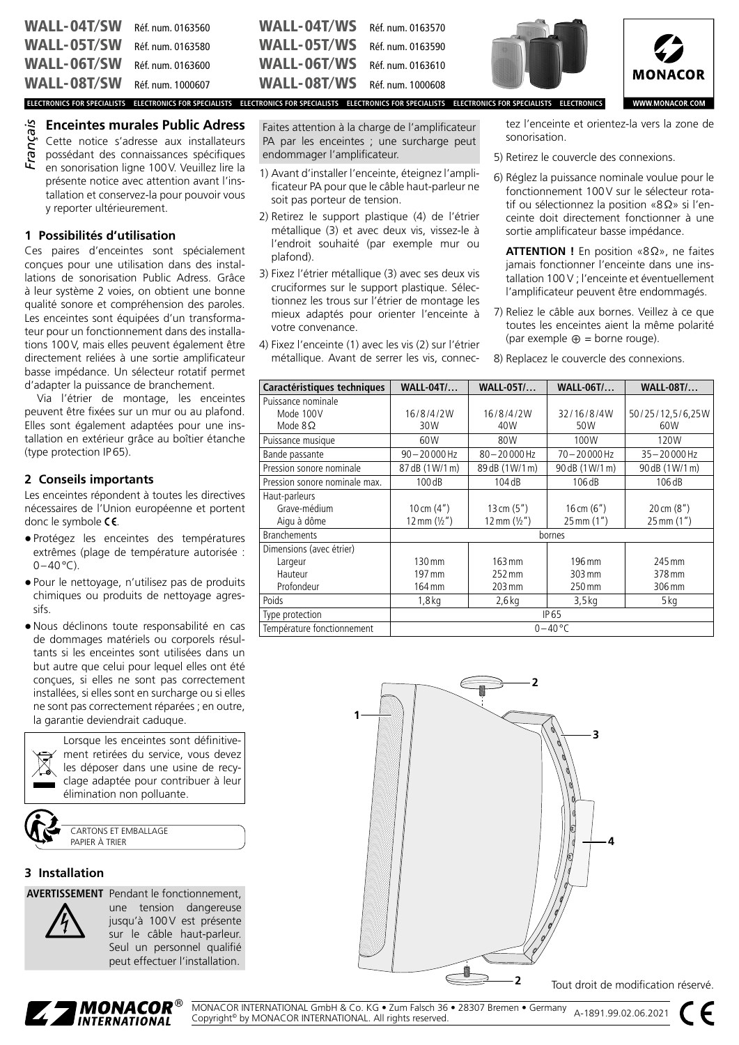**WALL-04T/SW** Réf. num. 0163560 **WALL-04T/WS** Réf. num. 0163570
**WALL-05T/SW** Réf. num. 0163580 **WALL-05T/WS** Réf. num. 0163590
**WALL-06T/SW** Réf. num. 0163600 **WALL-06T/WS** Réf. num. 0163610
**WALL-08T/SW** Réf. num. 1000607 **WALL-08T/WS** Réf. num. 1000608

*Français*

# Enceintes murales Public Adress

Cette notice s'adresse aux installateurs possédant des connaissances spécifiques en sonorisation ligne 100 V. Veuillez lire la présente notice avec attention avant l'installation et conservez-la pour pouvoir vous y reporter ultérieurement.

## 1 Possibilités d'utilisation

Ces paires d'enceintes sont spécialement conçues pour une utilisation dans des installations de sonorisation Public Adress. Grâce à leur système 2 voies, on obtient une bonne qualité sonore et compréhension des paroles. Les enceintes sont équipées d'un transformateur pour un fonctionnement dans des installations 100 V, mais elles peuvent également être directement reliées à une sortie amplificateur basse impédance. Un sélecteur rotatif permet d'adapter la puissance de branchement.

Via l'étrier de montage, les enceintes peuvent être fixées sur un mur ou au plafond. Elles sont également adaptées pour une installation en extérieur grâce au boîtier étanche (type protection IP 65).

## 2 Conseils importants

Les enceintes répondent à toutes les directives nécessaires de l'Union européenne et portent donc le symbole CE.

- Protégez les enceintes des températures extrêmes (plage de température autorisée : 0 – 40 °C).
- Pour le nettoyage, n'utilisez pas de produits chimiques ou produits de nettoyage agressifs.
- Nous déclinons toute responsabilité en cas de dommages matériels ou corporels résultants si les enceintes sont utilisées dans un but autre que celui pour lequel elles ont été conçues, si elles ne sont pas correctement installées, si elles sont en surcharge ou si elles ne sont pas correctement réparées ; en outre, la garantie deviendrait caduque.

Lorsque les enceintes sont définitivement retirées du service, vous devez les déposer dans une usine de recyclage adaptée pour contribuer à leur élimination non polluante.

CARTONS ET EMBALLAGE PAPIER À TRIER

## 3 Installation

**AVERTISSEMENT** Pendant le fonctionnement, une tension dangereuse jusqu'à 100 V est présente sur le câble haut-parleur. Seul un personnel qualifié peut effectuer l'installation.

Faites attention à la charge de l'amplificateur PA par les enceintes ; une surcharge peut endommager l'amplificateur.

1) Avant d'installer l'enceinte, éteignez l'amplificateur PA pour que le câble haut-parleur ne soit pas porteur de tension.
2) Retirez le support plastique (4) de l'étrier métallique (3) et avec deux vis, vissez-le à l'endroit souhaité (par exemple mur ou plafond).
3) Fixez l'étrier métallique (3) avec ses deux vis cruciformes sur le support plastique. Sélectionnez les trous sur l'étrier de montage les mieux adaptés pour orienter l'enceinte à votre convenance.
4) Fixez l'enceinte (1) avec les vis (2) sur l'étrier métallique. Avant de serrer les vis, connectez l'enceinte et orientez-la vers la zone de sonorisation.
5) Retirez le couvercle des connexions.
6) Réglez la puissance nominale voulue pour le fonctionnement 100 V sur le sélecteur rotatif ou sélectionnez la position « 8 Ω » si l'enceinte doit directement fonctionner à une sortie amplificateur basse impédance.

   **ATTENTION !** En position « 8 Ω », ne faites jamais fonctionner l'enceinte dans une installation 100 V ; l'enceinte et éventuellement l'amplificateur peuvent être endommagés.
7) Reliez le câble aux bornes. Veillez à ce que toutes les enceintes aient la même polarité (par exemple ⊕ = borne rouge).
8) Replacez le couvercle des connexions.

| Caractéristiques techniques | WALL-04T/… | WALL-05T/… | WALL-06T/… | WALL-08T/… |
|---|---|---|---|---|
| Puissance nominale<br>Mode 100 V<br>Mode 8 Ω | <br>16 / 8 / 4 / 2 W<br>30 W | <br>16 / 8 / 4 / 2 W<br>40 W | <br>32 / 16 / 8 / 4 W<br>50 W | <br>50 / 25 / 12,5 / 6,25 W<br>60 W |
| Puissance musique | 60 W | 80 W | 100 W | 120 W |
| Bande passante | 90 – 20 000 Hz | 80 – 20 000 Hz | 70 – 20 000 Hz | 35 – 20 000 Hz |
| Pression sonore nominale | 87 dB (1 W/1 m) | 89 dB (1 W/1 m) | 90 dB (1 W/1 m) | 90 dB (1 W/1 m) |
| Pression sonore nominale max. | 100 dB | 104 dB | 106 dB | 106 dB |
| Haut-parleurs<br>Grave-médium<br>Aigu à dôme | <br>10 cm (4")<br>12 mm (½") | <br>13 cm (5")<br>12 mm (½") | <br>16 cm (6")<br>25 mm (1") | <br>20 cm (8")<br>25 mm (1") |
| Branchements | bornes | | | |
| Dimensions (avec étrier)<br>Largeur<br>Hauteur<br>Profondeur | <br>130 mm<br>197 mm<br>164 mm | <br>163 mm<br>252 mm<br>203 mm | <br>196 mm<br>303 mm<br>250 mm | <br>245 mm<br>378 mm<br>306 mm |
| Poids | 1,8 kg | 2,6 kg | 3,5 kg | 5 kg |
| Type protection | IP 65 | | | |
| Température fonctionnement | 0 – 40 °C | | | |

Tout droit de modification réservé.

MONACOR INTERNATIONAL GmbH & Co. KG • Zum Falsch 36 • 28307 Bremen • Germany
Copyright© by MONACOR INTERNATIONAL. All rights reserved.
A-1891.99.02.06.2021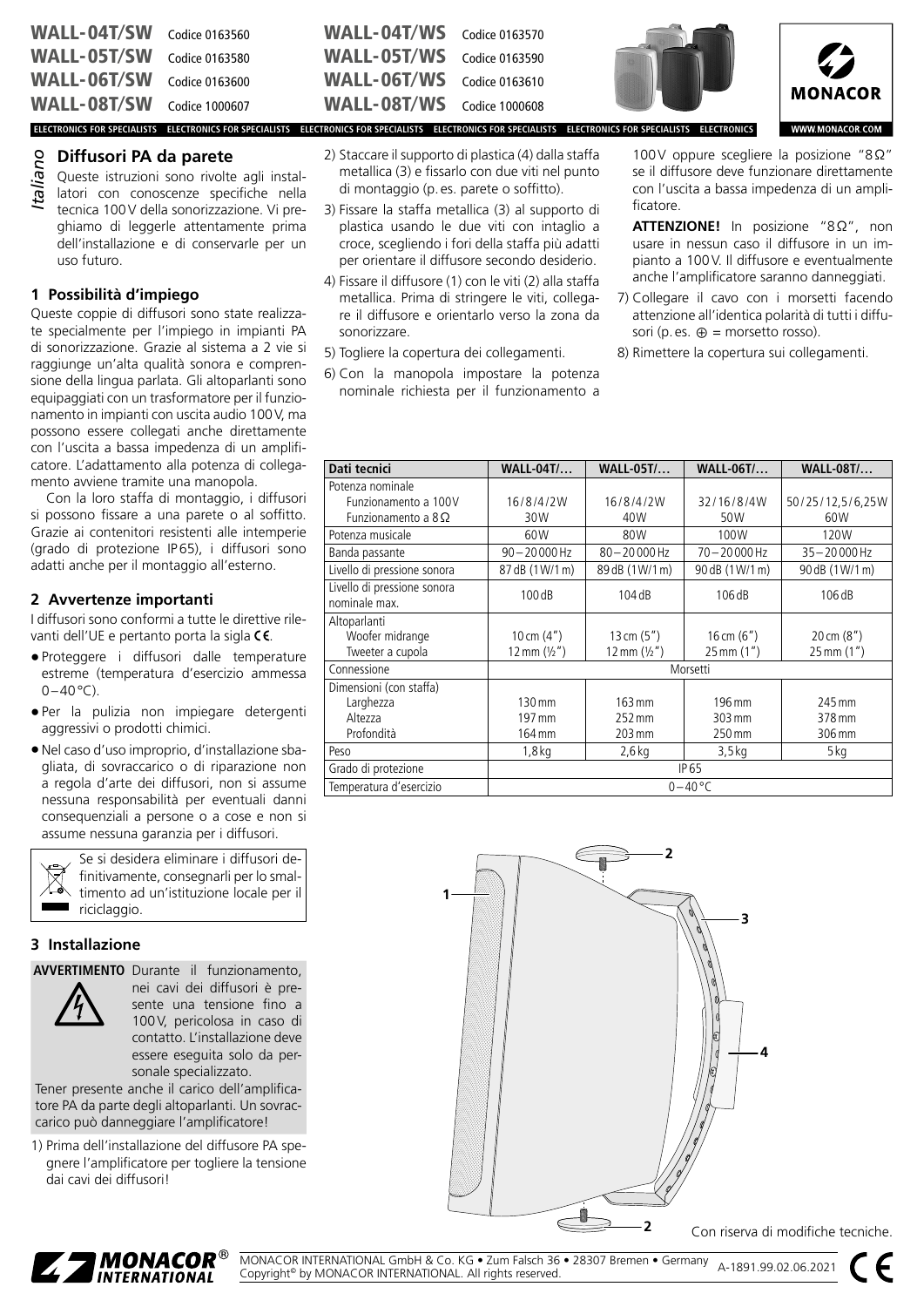| | | | |
|---|---|---|---|
| **WALL-04T/SW** | Codice 0163560 | **WALL-04T/WS** | Codice 0163570 |
| **WALL-05T/SW** | Codice 0163580 | **WALL-05T/WS** | Codice 0163590 |
| **WALL-06T/SW** | Codice 0163600 | **WALL-06T/WS** | Codice 0163610 |
| **WALL-08T/SW** | Codice 1000607 | **WALL-08T/WS** | Codice 1000608 |

*Italiano*

# Diffusori PA da parete

Queste istruzioni sono rivolte agli installatori con conoscenze specifiche nella tecnica 100 V della sonorizzazione. Vi preghiamo di leggerle attentamente prima dell'installazione e di conservarle per un uso futuro.

## 1 Possibilità d'impiego

Queste coppie di diffusori sono state realizzate specialmente per l'impiego in impianti PA di sonorizzazione. Grazie al sistema a 2 vie si raggiunge un'alta qualità sonora e comprensione della lingua parlata. Gli altoparlanti sono equipaggiati con un trasformatore per il funzionamento in impianti con uscita audio 100 V, ma possono essere collegati anche direttamente con l'uscita a bassa impedenza di un amplificatore. L'adattamento alla potenza di collegamento avviene tramite una manopola.

Con la loro staffa di montaggio, i diffusori si possono fissare a una parete o al soffitto. Grazie ai contenitori resistenti alle intemperie (grado di protezione IP65), i diffusori sono adatti anche per il montaggio all'esterno.

## 2 Avvertenze importanti

I diffusori sono conformi a tutte le direttive rilevanti dell'UE e pertanto porta la sigla CE.

- Proteggere i diffusori dalle temperature estreme (temperatura d'esercizio ammessa 0–40 °C).
- Per la pulizia non impiegare detergenti aggressivi o prodotti chimici.
- Nel caso d'uso improprio, d'installazione sbagliata, di sovraccarico o di riparazione non a regola d'arte dei diffusori, non si assume nessuna responsabilità per eventuali danni consequenziali a persone o a cose e non si assume nessuna garanzia per i diffusori.

Se si desidera eliminare i diffusori definitivamente, consegnarli per lo smaltimento ad un'istituzione locale per il riciclaggio.

## 3 Installazione

**AVVERTIMENTO** Durante il funzionamento, nei cavi dei diffusori è presente una tensione fino a 100 V, pericolosa in caso di contatto. L'installazione deve essere eseguita solo da personale specializzato.

Tener presente anche il carico dell'amplificatore PA da parte degli altoparlanti. Un sovraccarico può danneggiare l'amplificatore!

1) Prima dell'installazione del diffusore PA spegnere l'amplificatore per togliere la tensione dai cavi dei diffusori!
2) Staccare il supporto di plastica (4) dalla staffa metallica (3) e fissarlo con due viti nel punto di montaggio (p. es. parete o soffitto).
3) Fissare la staffa metallica (3) al supporto di plastica usando le due viti con intaglio a croce, scegliendo i fori della staffa più adatti per orientare il diffusore secondo desiderio.
4) Fissare il diffusore (1) con le viti (2) alla staffa metallica. Prima di stringere le viti, collegare il diffusore e orientarlo verso la zona da sonorizzare.
5) Togliere la copertura dei collegamenti.
6) Con la manopola impostare la potenza nominale richiesta per il funzionamento a 100 V oppure scegliere la posizione "8 Ω" se il diffusore deve funzionare direttamente con l'uscita a bassa impedenza di un amplificatore.

   **ATTENZIONE!** In posizione "8 Ω", non usare in nessun caso il diffusore in un impianto a 100 V. Il diffusore e eventualmente anche l'amplificatore saranno danneggiati.
7) Collegare il cavo con i morsetti facendo attenzione all'identica polarità di tutti i diffusori (p. es. ⊕ = morsetto rosso).
8) Rimettere la copertura sui collegamenti.

| Dati tecnici | WALL-04T/… | WALL-05T/… | WALL-06T/… | WALL-08T/… |
|---|---|---|---|---|
| Potenza nominale<br>Funzionamento a 100 V<br>Funzionamento a 8 Ω | <br>16 / 8 / 4 / 2 W<br>30 W | <br>16 / 8 / 4 / 2 W<br>40 W | <br>32 / 16 / 8 / 4 W<br>50 W | <br>50 / 25 / 12,5 / 6,25 W<br>60 W |
| Potenza musicale | 60 W | 80 W | 100 W | 120 W |
| Banda passante | 90 – 20 000 Hz | 80 – 20 000 Hz | 70 – 20 000 Hz | 35 – 20 000 Hz |
| Livello di pressione sonora | 87 dB (1 W/1 m) | 89 dB (1 W/1 m) | 90 dB (1 W/1 m) | 90 dB (1 W/1 m) |
| Livello di pressione sonora nominale max. | 100 dB | 104 dB | 106 dB | 106 dB |
| Altoparlanti<br>Woofer midrange<br>Tweeter a cupola | <br>10 cm (4")<br>12 mm (½") | <br>13 cm (5")<br>12 mm (½") | <br>16 cm (6")<br>25 mm (1") | <br>20 cm (8")<br>25 mm (1") |
| Connessione | Morsetti | | | |
| Dimensioni (con staffa)<br>Larghezza<br>Altezza<br>Profondità | <br>130 mm<br>197 mm<br>164 mm | <br>163 mm<br>252 mm<br>203 mm | <br>196 mm<br>303 mm<br>250 mm | <br>245 mm<br>378 mm<br>306 mm |
| Peso | 1,8 kg | 2,6 kg | 3,5 kg | 5 kg |
| Grado di protezione | IP65 | | | |
| Temperatura d'esercizio | 0 – 40 °C | | | |

Con riserva di modifiche tecniche.

MONACOR INTERNATIONAL GmbH & Co. KG • Zum Falsch 36 • 28307 Bremen • Germany
Copyright© by MONACOR INTERNATIONAL. All rights reserved.
A-1891.99.02.06.2021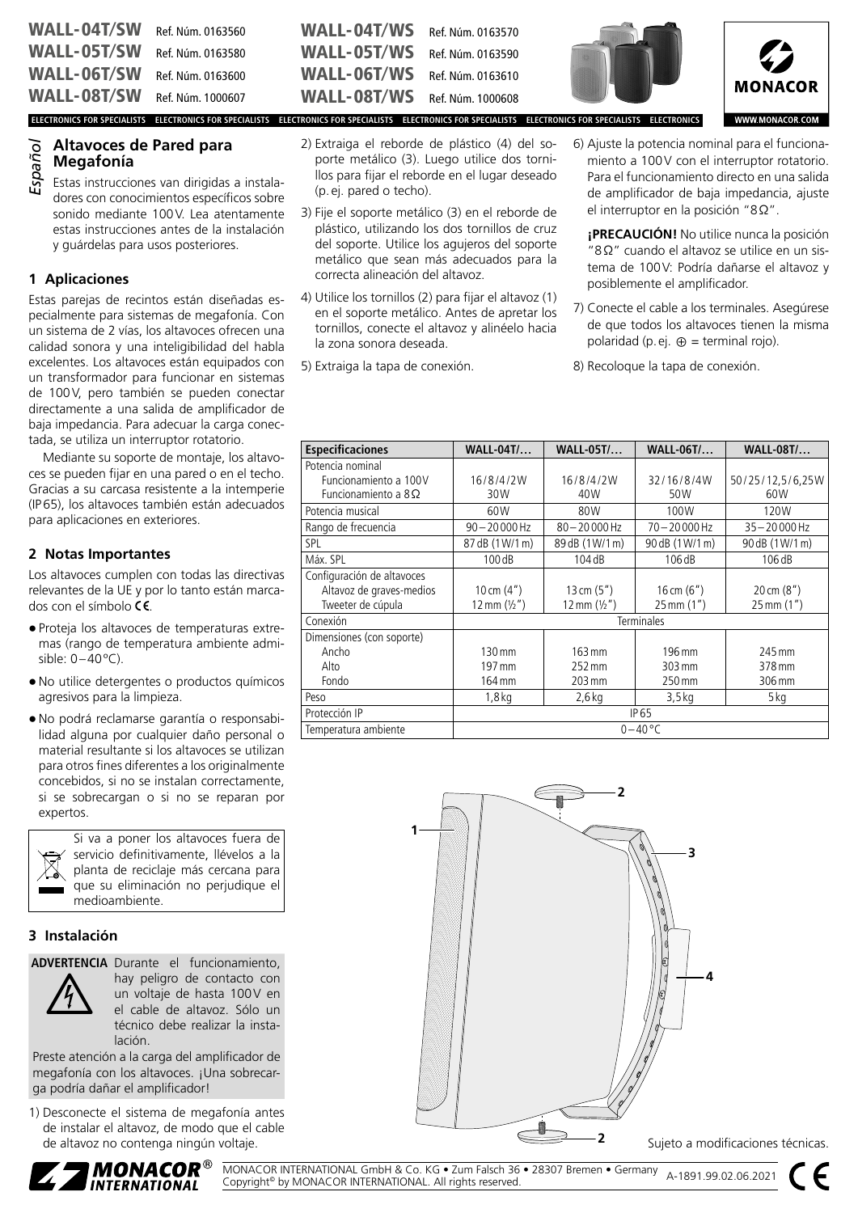| | | | |
|---|---|---|---|
| **WALL-04T/SW** Ref. Núm. 0163560 | **WALL-04T/WS** Ref. Núm. 0163570 | | |
| **WALL-05T/SW** Ref. Núm. 0163580 | **WALL-05T/WS** Ref. Núm. 0163590 | | |
| **WALL-06T/SW** Ref. Núm. 0163600 | **WALL-06T/WS** Ref. Núm. 0163610 | | |
| **WALL-08T/SW** Ref. Núm. 1000607 | **WALL-08T/WS** Ref. Núm. 1000608 | | |

*Español*

## Altavoces de Pared para Megafonía

Estas instrucciones van dirigidas a instaladores con conocimientos específicos sobre sonido mediante 100 V. Lea atentamente estas instrucciones antes de la instalación y guárdelas para usos posteriores.

### 1 Aplicaciones

Estas parejas de recintos están diseñadas especialmente para sistemas de megafonía. Con un sistema de 2 vías, los altavoces ofrecen una calidad sonora y una inteligibilidad del habla excelentes. Los altavoces están equipados con un transformador para funcionar en sistemas de 100 V, pero también se pueden conectar directamente a una salida de amplificador de baja impedancia. Para adecuar la carga conectada, se utiliza un interruptor rotatorio.

Mediante su soporte de montaje, los altavoces se pueden fijar en una pared o en el techo. Gracias a su carcasa resistente a la intemperie (IP 65), los altavoces también están adecuados para aplicaciones en exteriores.

### 2 Notas Importantes

Los altavoces cumplen con todas las directivas relevantes de la UE y por lo tanto están marcados con el símbolo CE.

- Proteja los altavoces de temperaturas extremas (rango de temperatura ambiente admisible: 0–40 °C).
- No utilice detergentes o productos químicos agresivos para la limpieza.
- No podrá reclamarse garantía o responsabilidad alguna por cualquier daño personal o material resultante si los altavoces se utilizan para otros fines diferentes a los originalmente concebidos, si no se instalan correctamente, si se sobrecargan o si no se reparan por expertos.

Si va a poner los altavoces fuera de servicio definitivamente, llévelos a la planta de reciclaje más cercana para que su eliminación no perjudique el medioambiente.

### 3 Instalación

**ADVERTENCIA** Durante el funcionamiento, hay peligro de contacto con un voltaje de hasta 100 V en el cable de altavoz. Sólo un técnico debe realizar la instalación.

Preste atención a la carga del amplificador de megafonía con los altavoces. ¡Una sobrecarga podría dañar el amplificador!

1) Desconecte el sistema de megafonía antes de instalar el altavoz, de modo que el cable de altavoz no contenga ningún voltaje.
2) Extraiga el reborde de plástico (4) del soporte metálico (3). Luego utilice dos tornillos para fijar el reborde en el lugar deseado (p. ej. pared o techo).
3) Fije el soporte metálico (3) en el reborde de plástico, utilizando los dos tornillos de cruz del soporte. Utilice los agujeros del soporte metálico que sean más adecuados para la correcta alineación del altavoz.
4) Utilice los tornillos (2) para fijar el altavoz (1) en el soporte metálico. Antes de apretar los tornillos, conecte el altavoz y alinéelo hacia la zona sonora deseada.
5) Extraiga la tapa de conexión.
6) Ajuste la potencia nominal para el funcionamiento a 100 V con el interruptor rotatorio. Para el funcionamiento directo en una salida de amplificador de baja impedancia, ajuste el interruptor en la posición "8 Ω".

   **¡PRECAUCIÓN!** No utilice nunca la posición "8 Ω" cuando el altavoz se utilice en un sistema de 100 V: Podría dañarse el altavoz y posiblemente el amplificador.
7) Conecte el cable a los terminales. Asegúrese de que todos los altavoces tienen la misma polaridad (p. ej. ⊕ = terminal rojo).
8) Recoloque la tapa de conexión.

| Especificaciones | WALL-04T/… | WALL-05T/… | WALL-06T/… | WALL-08T/… |
|---|---|---|---|---|
| Potencia nominal<br>Funcionamiento a 100 V<br>Funcionamiento a 8 Ω | <br>16/8/4/2 W<br>30 W | <br>16/8/4/2 W<br>40 W | <br>32/16/8/4 W<br>50 W | <br>50/25/12,5/6,25 W<br>60 W |
| Potencia musical | 60 W | 80 W | 100 W | 120 W |
| Rango de frecuencia | 90–20 000 Hz | 80–20 000 Hz | 70–20 000 Hz | 35–20 000 Hz |
| SPL | 87 dB (1 W/1 m) | 89 dB (1 W/1 m) | 90 dB (1 W/1 m) | 90 dB (1 W/1 m) |
| Máx. SPL | 100 dB | 104 dB | 106 dB | 106 dB |
| Configuración de altavoces<br>Altavoz de graves-medios<br>Tweeter de cúpula | <br>10 cm (4")<br>12 mm (½") | <br>13 cm (5")<br>12 mm (½") | <br>16 cm (6")<br>25 mm (1") | <br>20 cm (8")<br>25 mm (1") |
| Conexión | Terminales | | | |
| Dimensiones (con soporte)<br>Ancho<br>Alto<br>Fondo | <br>130 mm<br>197 mm<br>164 mm | <br>163 mm<br>252 mm<br>203 mm | <br>196 mm<br>303 mm<br>250 mm | <br>245 mm<br>378 mm<br>306 mm |
| Peso | 1,8 kg | 2,6 kg | 3,5 kg | 5 kg |
| Protección IP | IP 65 | | | |
| Temperatura ambiente | 0–40 °C | | | |

Sujeto a modificaciones técnicas.

MONACOR INTERNATIONAL GmbH & Co. KG • Zum Falsch 36 • 28307 Bremen • Germany
Copyright© by MONACOR INTERNATIONAL. All rights reserved. A-1891.99.02.06.2021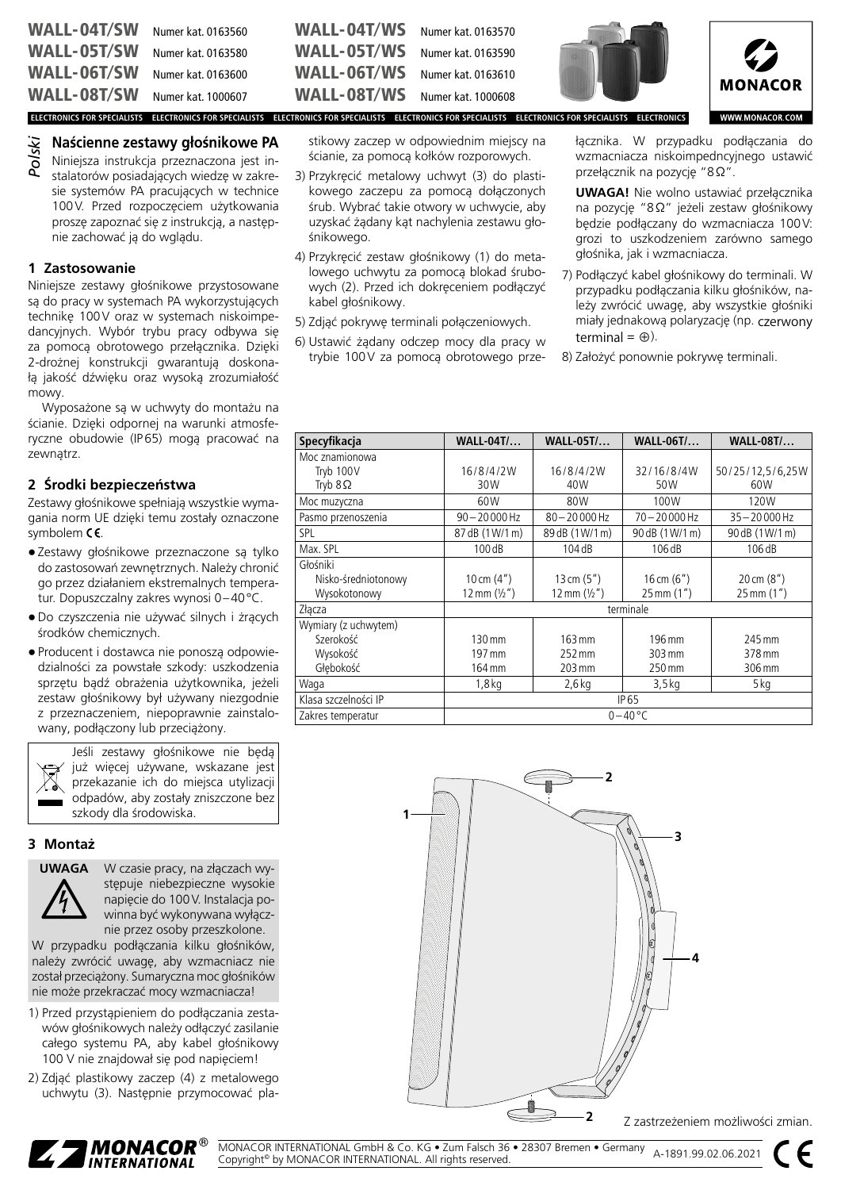**WALL-04T/SW** Numer kat. 0163560
**WALL-05T/SW** Numer kat. 0163580
**WALL-06T/SW** Numer kat. 0163600
**WALL-08T/SW** Numer kat. 1000607
**WALL-04T/WS** Numer kat. 0163570
**WALL-05T/WS** Numer kat. 0163590
**WALL-06T/WS** Numer kat. 0163610
**WALL-08T/WS** Numer kat. 1000608

*Polski*

# Naścienne zestawy głośnikowe PA

Niniejsza instrukcja przeznaczona jest instalatorów posiadających wiedzę w zakresie systemów PA pracujących w technice 100V. Przed rozpoczęciem użytkowania proszę zapoznać się z instrukcją, a następnie zachować ją do wglądu.

## 1 Zastosowanie

Niniejsze zestawy głośnikowe przystosowane są do pracy w systemach PA wykorzystujących technikę 100V oraz w systemach niskoimpedancyjnych. Wybór trybu pracy odbywa się za pomocą obrotowego przełącznika. Dzięki 2-drożnej konstrukcji gwarantują doskonałą jakość dźwięku oraz wysoką zrozumiałość mowy.

Wyposażone są w uchwyty do montażu na ścianie. Dzięki odpornej na warunki atmosferyczne obudowie (IP65) mogą pracować na zewnątrz.

## 2 Środki bezpieczeństwa

Zestawy głośnikowe spełniają wszystkie wymagania norm UE dzięki temu zostały oznaczone symbolem CE.

- Zestawy głośnikowe przeznaczone są tylko do zastosowań zewnętrznych. Należy chronić go przez działaniem ekstremalnych temperatur. Dopuszczalny zakres wynosi 0–40°C.
- Do czyszczenia nie używać silnych i żrących środków chemicznych.
- Producent i dostawca nie ponoszą odpowiedzialności za powstałe szkody: uszkodzenia sprzętu bądź obrażenia użytkownika, jeżeli zestaw głośnikowy był używany niezgodnie z przeznaczeniem, niepoprawnie zainstalowany, podłączony lub przeciążony.

Jeśli zestawy głośnikowe nie będą już więcej używane, wskazane jest przekazanie ich do miejsca utylizacji odpadów, aby zostały zniszczone bez szkody dla środowiska.

## 3 Montaż

**UWAGA** W czasie pracy, na złączach występuje niebezpieczne wysokie napięcie do 100V. Instalacja powinna być wykonywana wyłącznie przez osoby przeszkolone.

W przypadku podłączania kilku głośników, należy zwrócić uwagę, aby wzmacniacz nie został przeciążony. Sumaryczna moc głośników nie może przekraczać mocy wzmacniacza!

1) Przed przystąpieniem do podłączania zestawów głośnikowych należy odłączyć zasilanie całego systemu PA, aby kabel głośnikowy 100 V nie znajdował się pod napięciem!
2) Zdjąć plastikowy zaczep (4) z metalowego uchwytu (3). Następnie przymocować plastikowy zaczep w odpowiednim miejscy na ścianie, za pomocą kołków rozporowych.
3) Przykręcić metalowy uchwyt (3) do plastikowego zaczepu za pomocą dołączonych śrub. Wybrać takie otwory w uchwycie, aby uzyskać żądany kąt nachylenia zestawu głośnikowego.
4) Przykręcić zestaw głośnikowy (1) do metalowego uchwytu za pomocą blokad śrubowych (2). Przed ich dokręceniem podłączyć kabel głośnikowy.
5) Zdjąć pokrywę terminali połączeniowych.
6) Ustawić żądany odczep mocy dla pracy w trybie 100V za pomocą obrotowego przełącznika. W przypadku podłączania do wzmacniacza niskoimpednycyjnego ustawić przełącznik na pozycję "8Ω".

   **UWAGA!** Nie wolno ustawiać przełącznika na pozycję "8Ω" jeżeli zestaw głośnikowy będzie podłączany do wzmacniacza 100V: grozi to uszkodzeniem zarówno samego głośnika, jak i wzmacniacza.
7) Podłączyć kabel głośnikowy do terminali. W przypadku podłączania kilku głośników, należy zwrócić uwagę, aby wszystkie głośniki miały jednakową polaryzację (np. czerwony terminal = ⊕).
8) Założyć ponownie pokrywę terminali.

| Specyfikacja | WALL-04T/… | WALL-05T/… | WALL-06T/… | WALL-08T/… |
|---|---|---|---|---|
| Moc znamionowa<br>Tryb 100V<br>Tryb 8Ω | <br>16/8/4/2W<br>30W | <br>16/8/4/2W<br>40W | <br>32/16/8/4W<br>50W | <br>50/25/12,5/6,25W<br>60W |
| Moc muzyczna | 60W | 80W | 100W | 120W |
| Pasmo przenoszenia | 90–20000Hz | 80–20000Hz | 70–20000Hz | 35–20000Hz |
| SPL | 87dB (1W/1m) | 89dB (1W/1m) | 90dB (1W/1m) | 90dB (1W/1m) |
| Max. SPL | 100dB | 104dB | 106dB | 106dB |
| Głośniki<br>Nisko-średniotonowy<br>Wysokotonowy | <br>10cm (4")<br>12mm (½") | <br>13cm (5")<br>12mm (½") | <br>16cm (6")<br>25mm (1") | <br>20cm (8")<br>25mm (1") |
| Złącza | terminale | | | |
| Wymiary (z uchwytem)<br>Szerokość<br>Wysokość<br>Głębokość | <br>130mm<br>197mm<br>164mm | <br>163mm<br>252mm<br>203mm | <br>196mm<br>303mm<br>250mm | <br>245mm<br>378mm<br>306mm |
| Waga | 1,8kg | 2,6kg | 3,5kg | 5kg |
| Klasa szczelności IP | IP65 | | | |
| Zakres temperatur | 0–40°C | | | |

1
2
3
4
2

Z zastrzeżeniem możliwości zmian.

MONACOR INTERNATIONAL GmbH & Co. KG • Zum Falsch 36 • 28307 Bremen • Germany
Copyright© by MONACOR INTERNATIONAL. All rights reserved.
A-1891.99.02.06.2021